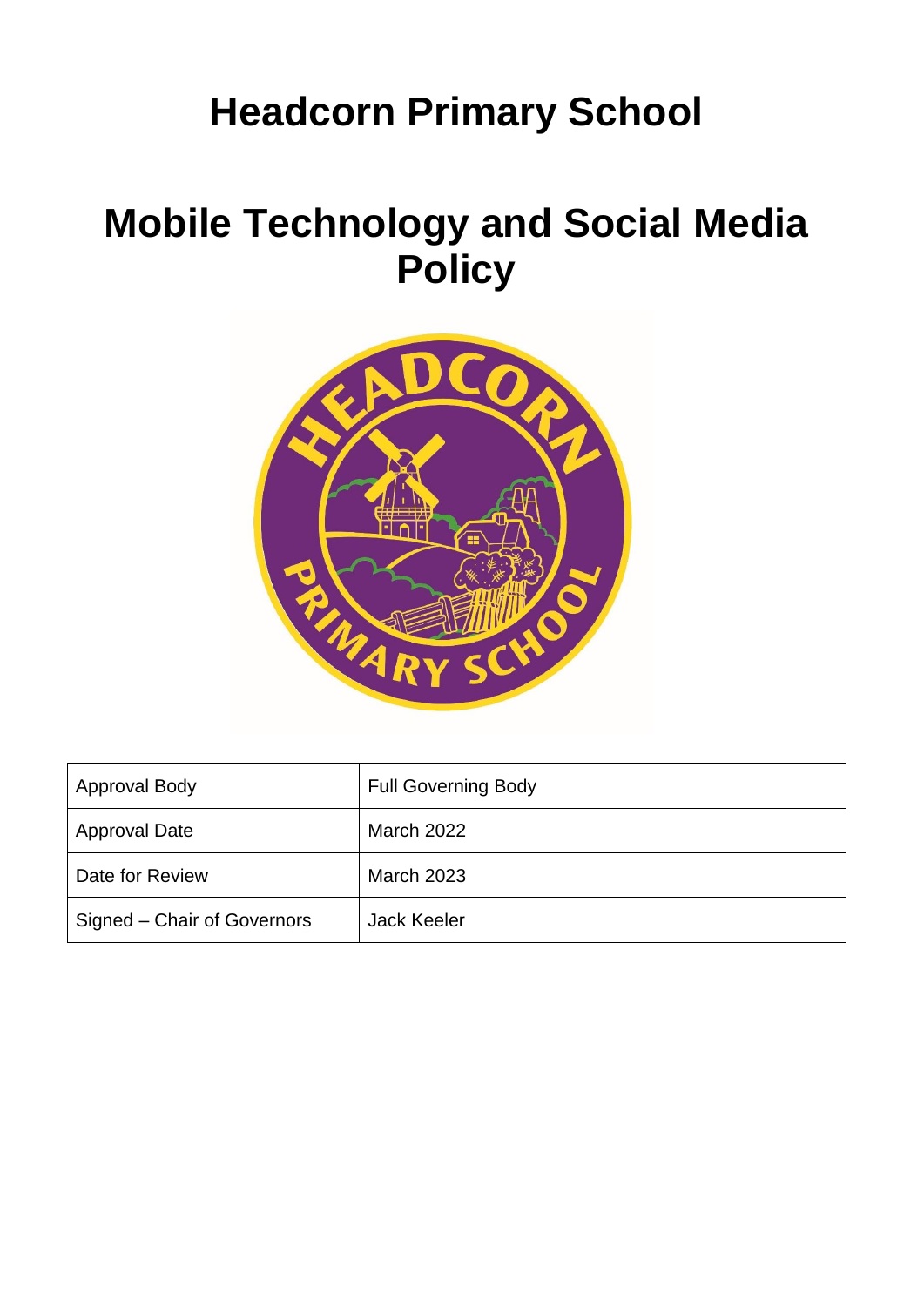# Headcorn Primary School

# Mobile Technology and Social Media Policy

| Approval Body | Full Governing Body |
|---|---|
| Approval Date | March 2022 |
| Date for Review | March 2023 |
| Signed – Chair of Governors | Jack Keeler |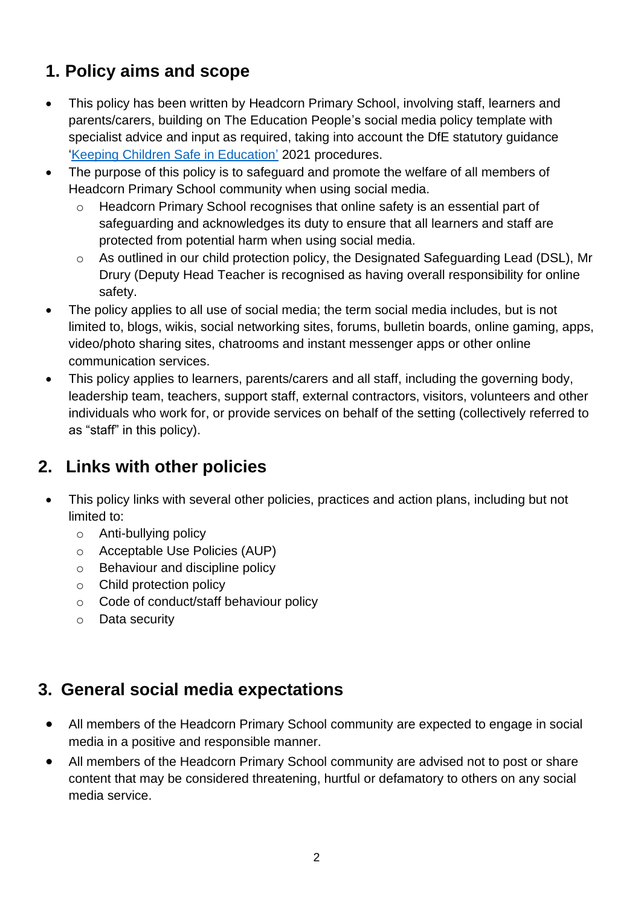## 1. Policy aims and scope

- This policy has been written by Headcorn Primary School, involving staff, learners and parents/carers, building on The Education People's social media policy template with specialist advice and input as required, taking into account the DfE statutory guidance '[Keeping Children Safe in Education'](#) 2021 procedures.
- The purpose of this policy is to safeguard and promote the welfare of all members of Headcorn Primary School community when using social media.
  - Headcorn Primary School recognises that online safety is an essential part of safeguarding and acknowledges its duty to ensure that all learners and staff are protected from potential harm when using social media.
  - As outlined in our child protection policy, the Designated Safeguarding Lead (DSL), Mr Drury (Deputy Head Teacher is recognised as having overall responsibility for online safety.
- The policy applies to all use of social media; the term social media includes, but is not limited to, blogs, wikis, social networking sites, forums, bulletin boards, online gaming, apps, video/photo sharing sites, chatrooms and instant messenger apps or other online communication services.
- This policy applies to learners, parents/carers and all staff, including the governing body, leadership team, teachers, support staff, external contractors, visitors, volunteers and other individuals who work for, or provide services on behalf of the setting (collectively referred to as "staff" in this policy).

## 2. Links with other policies

- This policy links with several other policies, practices and action plans, including but not limited to:
  - Anti-bullying policy
  - Acceptable Use Policies (AUP)
  - Behaviour and discipline policy
  - Child protection policy
  - Code of conduct/staff behaviour policy
  - Data security

## 3. General social media expectations

- All members of the Headcorn Primary School community are expected to engage in social media in a positive and responsible manner.
- All members of the Headcorn Primary School community are advised not to post or share content that may be considered threatening, hurtful or defamatory to others on any social media service.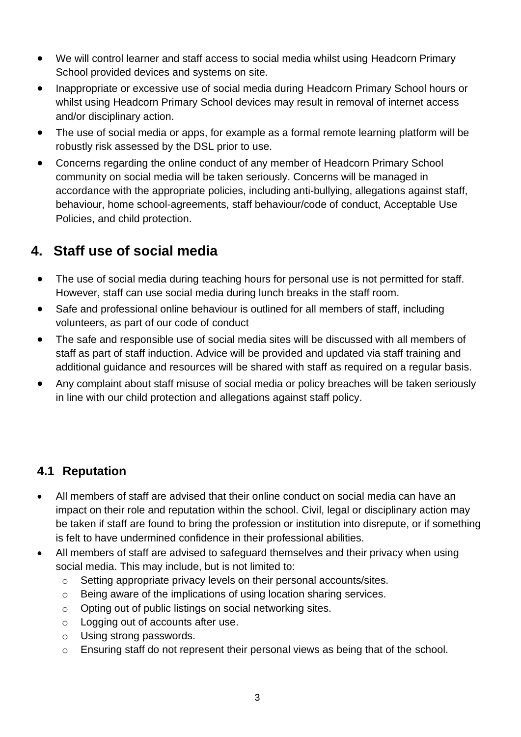- We will control learner and staff access to social media whilst using Headcorn Primary School provided devices and systems on site.
- Inappropriate or excessive use of social media during Headcorn Primary School hours or whilst using Headcorn Primary School devices may result in removal of internet access and/or disciplinary action.
- The use of social media or apps, for example as a formal remote learning platform will be robustly risk assessed by the DSL prior to use.
- Concerns regarding the online conduct of any member of Headcorn Primary School community on social media will be taken seriously. Concerns will be managed in accordance with the appropriate policies, including anti-bullying, allegations against staff, behaviour, home school-agreements, staff behaviour/code of conduct, Acceptable Use Policies, and child protection.

## 4. Staff use of social media

- The use of social media during teaching hours for personal use is not permitted for staff. However, staff can use social media during lunch breaks in the staff room.
- Safe and professional online behaviour is outlined for all members of staff, including volunteers, as part of our code of conduct
- The safe and responsible use of social media sites will be discussed with all members of staff as part of staff induction. Advice will be provided and updated via staff training and additional guidance and resources will be shared with staff as required on a regular basis.
- Any complaint about staff misuse of social media or policy breaches will be taken seriously in line with our child protection and allegations against staff policy.

### 4.1 Reputation

- All members of staff are advised that their online conduct on social media can have an impact on their role and reputation within the school. Civil, legal or disciplinary action may be taken if staff are found to bring the profession or institution into disrepute, or if something is felt to have undermined confidence in their professional abilities.
- All members of staff are advised to safeguard themselves and their privacy when using social media. This may include, but is not limited to:
  - Setting appropriate privacy levels on their personal accounts/sites.
  - Being aware of the implications of using location sharing services.
  - Opting out of public listings on social networking sites.
  - Logging out of accounts after use.
  - Using strong passwords.
  - Ensuring staff do not represent their personal views as being that of the school.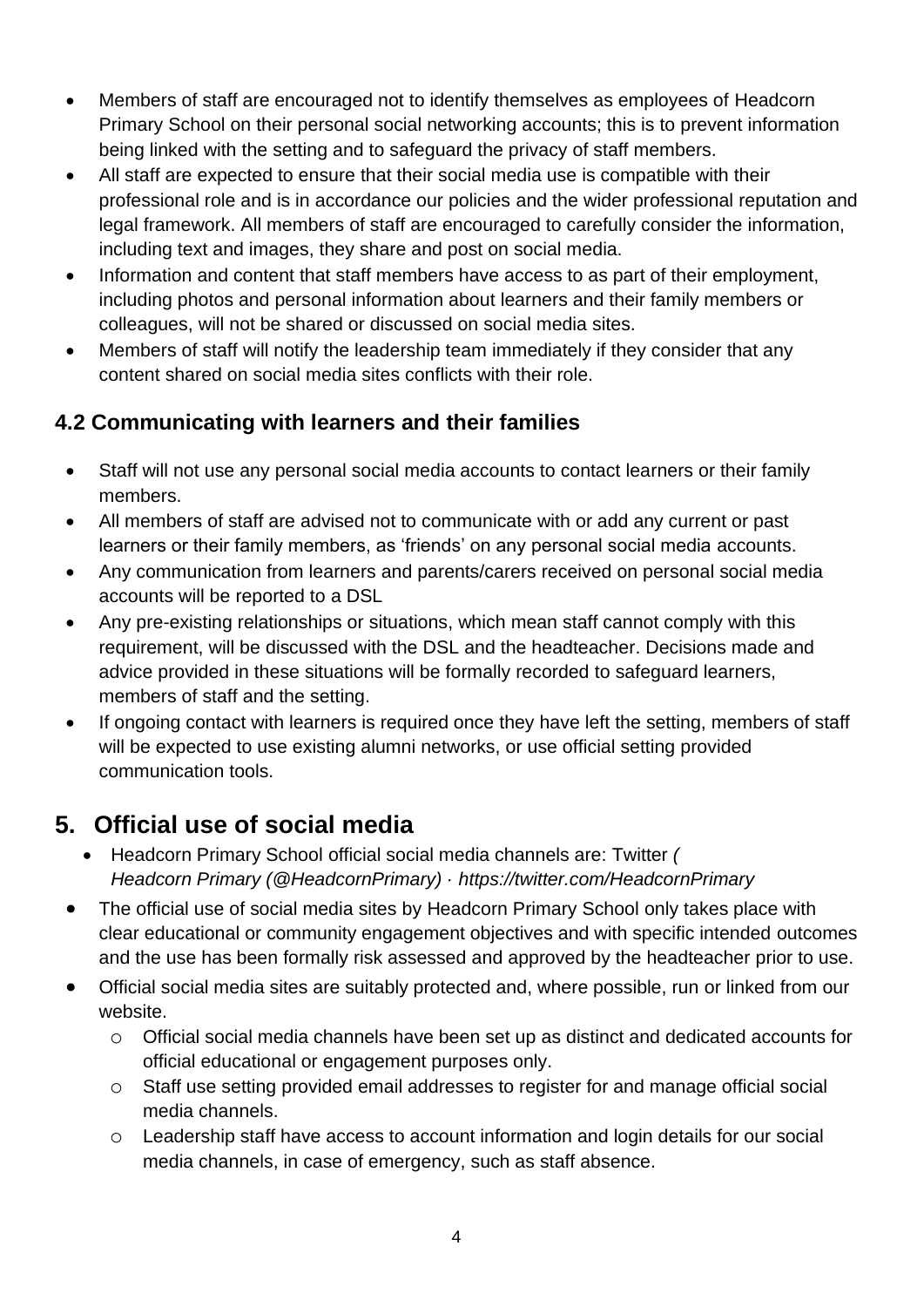- Members of staff are encouraged not to identify themselves as employees of Headcorn Primary School on their personal social networking accounts; this is to prevent information being linked with the setting and to safeguard the privacy of staff members.
- All staff are expected to ensure that their social media use is compatible with their professional role and is in accordance our policies and the wider professional reputation and legal framework. All members of staff are encouraged to carefully consider the information, including text and images, they share and post on social media.
- Information and content that staff members have access to as part of their employment, including photos and personal information about learners and their family members or colleagues, will not be shared or discussed on social media sites.
- Members of staff will notify the leadership team immediately if they consider that any content shared on social media sites conflicts with their role.

### 4.2 Communicating with learners and their families

- Staff will not use any personal social media accounts to contact learners or their family members.
- All members of staff are advised not to communicate with or add any current or past learners or their family members, as 'friends' on any personal social media accounts.
- Any communication from learners and parents/carers received on personal social media accounts will be reported to a DSL
- Any pre-existing relationships or situations, which mean staff cannot comply with this requirement, will be discussed with the DSL and the headteacher. Decisions made and advice provided in these situations will be formally recorded to safeguard learners, members of staff and the setting.
- If ongoing contact with learners is required once they have left the setting, members of staff will be expected to use existing alumni networks, or use official setting provided communication tools.

## 5. Official use of social media

- Headcorn Primary School official social media channels are: Twitter *( Headcorn Primary (@HeadcornPrimary) · https://twitter.com/HeadcornPrimary*
- The official use of social media sites by Headcorn Primary School only takes place with clear educational or community engagement objectives and with specific intended outcomes and the use has been formally risk assessed and approved by the headteacher prior to use.
- Official social media sites are suitably protected and, where possible, run or linked from our website.
  - Official social media channels have been set up as distinct and dedicated accounts for official educational or engagement purposes only.
  - Staff use setting provided email addresses to register for and manage official social media channels.
  - Leadership staff have access to account information and login details for our social media channels, in case of emergency, such as staff absence.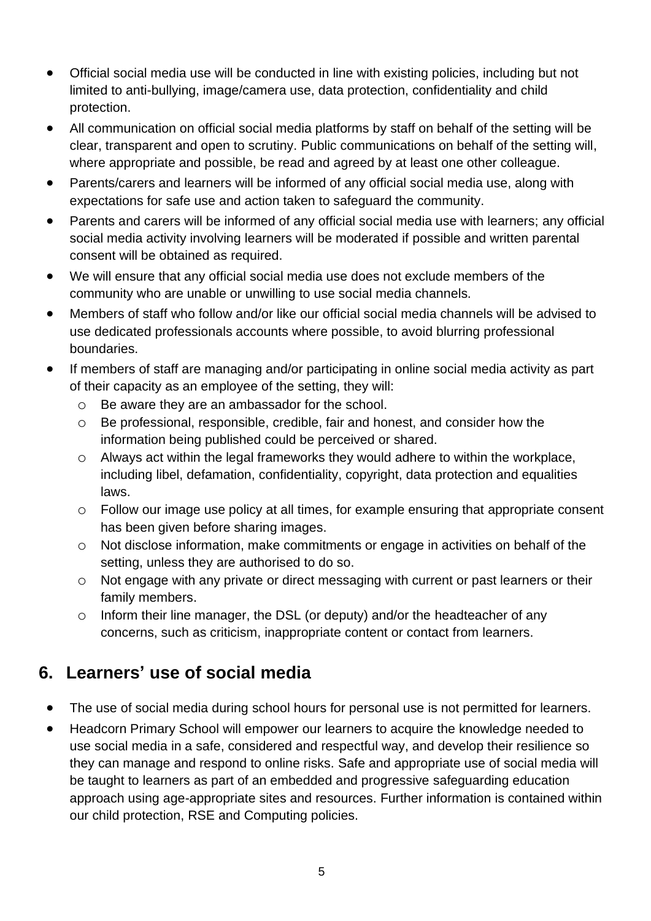- Official social media use will be conducted in line with existing policies, including but not limited to anti-bullying, image/camera use, data protection, confidentiality and child protection.
- All communication on official social media platforms by staff on behalf of the setting will be clear, transparent and open to scrutiny. Public communications on behalf of the setting will, where appropriate and possible, be read and agreed by at least one other colleague.
- Parents/carers and learners will be informed of any official social media use, along with expectations for safe use and action taken to safeguard the community.
- Parents and carers will be informed of any official social media use with learners; any official social media activity involving learners will be moderated if possible and written parental consent will be obtained as required.
- We will ensure that any official social media use does not exclude members of the community who are unable or unwilling to use social media channels.
- Members of staff who follow and/or like our official social media channels will be advised to use dedicated professionals accounts where possible, to avoid blurring professional boundaries.
- If members of staff are managing and/or participating in online social media activity as part of their capacity as an employee of the setting, they will:
  - Be aware they are an ambassador for the school.
  - Be professional, responsible, credible, fair and honest, and consider how the information being published could be perceived or shared.
  - Always act within the legal frameworks they would adhere to within the workplace, including libel, defamation, confidentiality, copyright, data protection and equalities laws.
  - Follow our image use policy at all times, for example ensuring that appropriate consent has been given before sharing images.
  - Not disclose information, make commitments or engage in activities on behalf of the setting, unless they are authorised to do so.
  - Not engage with any private or direct messaging with current or past learners or their family members.
  - Inform their line manager, the DSL (or deputy) and/or the headteacher of any concerns, such as criticism, inappropriate content or contact from learners.

## 6. Learners' use of social media

- The use of social media during school hours for personal use is not permitted for learners.
- Headcorn Primary School will empower our learners to acquire the knowledge needed to use social media in a safe, considered and respectful way, and develop their resilience so they can manage and respond to online risks. Safe and appropriate use of social media will be taught to learners as part of an embedded and progressive safeguarding education approach using age-appropriate sites and resources. Further information is contained within our child protection, RSE and Computing policies.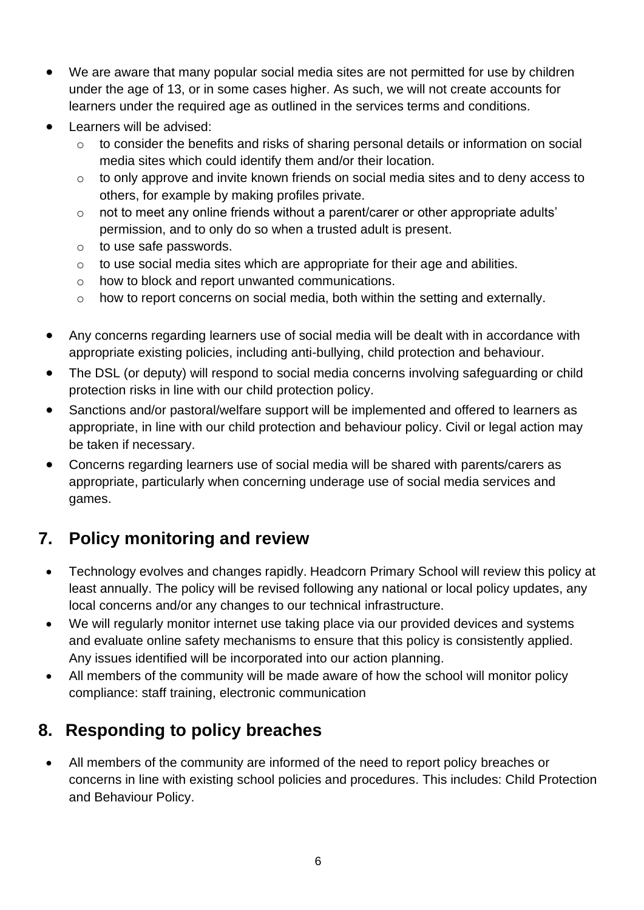- We are aware that many popular social media sites are not permitted for use by children under the age of 13, or in some cases higher. As such, we will not create accounts for learners under the required age as outlined in the services terms and conditions.
- Learners will be advised:
  - to consider the benefits and risks of sharing personal details or information on social media sites which could identify them and/or their location.
  - to only approve and invite known friends on social media sites and to deny access to others, for example by making profiles private.
  - not to meet any online friends without a parent/carer or other appropriate adults' permission, and to only do so when a trusted adult is present.
  - to use safe passwords.
  - to use social media sites which are appropriate for their age and abilities.
  - how to block and report unwanted communications.
  - how to report concerns on social media, both within the setting and externally.

- Any concerns regarding learners use of social media will be dealt with in accordance with appropriate existing policies, including anti-bullying, child protection and behaviour.
- The DSL (or deputy) will respond to social media concerns involving safeguarding or child protection risks in line with our child protection policy.
- Sanctions and/or pastoral/welfare support will be implemented and offered to learners as appropriate, in line with our child protection and behaviour policy. Civil or legal action may be taken if necessary.
- Concerns regarding learners use of social media will be shared with parents/carers as appropriate, particularly when concerning underage use of social media services and games.

## 7. Policy monitoring and review

- Technology evolves and changes rapidly. Headcorn Primary School will review this policy at least annually. The policy will be revised following any national or local policy updates, any local concerns and/or any changes to our technical infrastructure.
- We will regularly monitor internet use taking place via our provided devices and systems and evaluate online safety mechanisms to ensure that this policy is consistently applied. Any issues identified will be incorporated into our action planning.
- All members of the community will be made aware of how the school will monitor policy compliance: staff training, electronic communication

## 8. Responding to policy breaches

- All members of the community are informed of the need to report policy breaches or concerns in line with existing school policies and procedures. This includes: Child Protection and Behaviour Policy.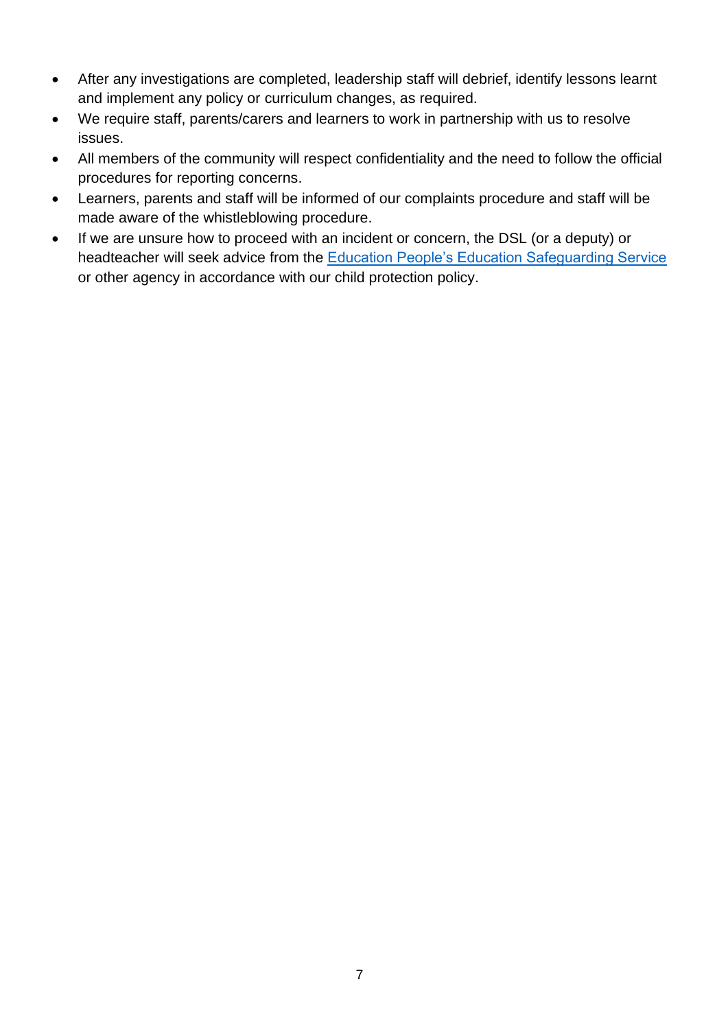- After any investigations are completed, leadership staff will debrief, identify lessons learnt and implement any policy or curriculum changes, as required.
- We require staff, parents/carers and learners to work in partnership with us to resolve issues.
- All members of the community will respect confidentiality and the need to follow the official procedures for reporting concerns.
- Learners, parents and staff will be informed of our complaints procedure and staff will be made aware of the whistleblowing procedure.
- If we are unsure how to proceed with an incident or concern, the DSL (or a deputy) or headteacher will seek advice from the Education People's Education Safeguarding Service or other agency in accordance with our child protection policy.